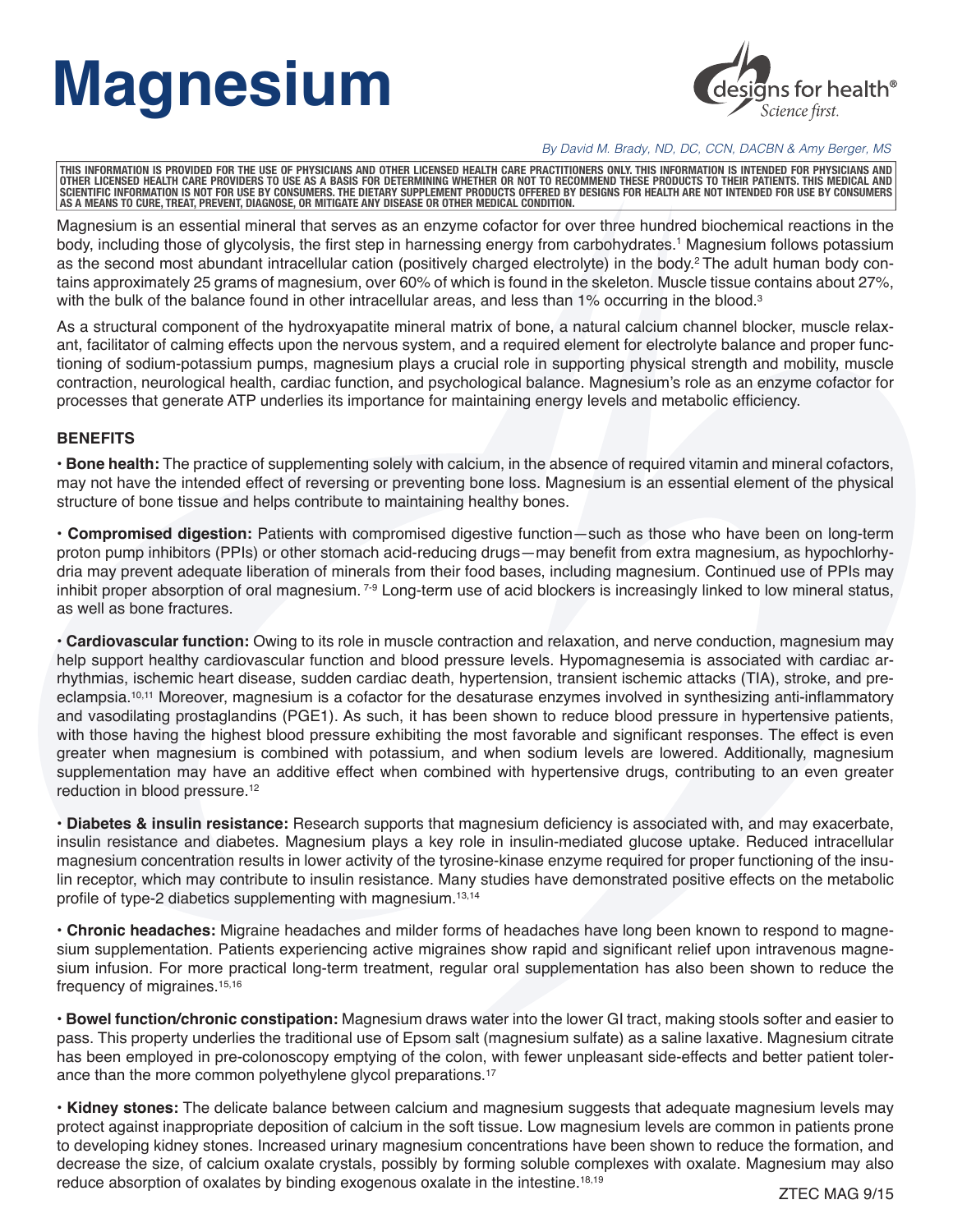# Magnesium

*By David M. Brady, ND, DC, CCN, DACBN & Amy Berger, MS*

**THIS INFORMATION IS PROVIDED FOR THE USE OF PHYSICIANS AND OTHER LICENSED HEALTH CARE PRACTITIONERS ONLY. THIS INFORMATION IS INTENDED FOR PHYSICIANS AND OTHER LICENSED HEALTH CARE PROVIDERS TO USE AS A BASIS FOR DETERMINING WHETHER OR NOT TO RECOMMEND THESE PRODUCTS TO THEIR PATIENTS. THIS MEDICAL AND SCIENTIFIC INFORMATION IS NOT FOR USE BY CONSUMERS. THE DIETARY SUPPLEMENT PRODUCTS OFFERED BY DESIGNS FOR HEALTH ARE NOT INTENDED FOR USE BY CONSUMERS AS A MEANS TO CURE, TREAT, PREVENT, DIAGNOSE, OR MITIGATE ANY DISEASE OR OTHER MEDICAL CONDITION.**

Magnesium is an essential mineral that serves as an enzyme cofactor for over three hundred biochemical reactions in the body, including those of glycolysis, the first step in harnessing energy from carbohydrates.[1] Magnesium follows potassium as the second most abundant intracellular cation (positively charged electrolyte) in the body.[2] The adult human body contains approximately 25 grams of magnesium, over 60% of which is found in the skeleton. Muscle tissue contains about 27%, with the bulk of the balance found in other intracellular areas, and less than 1% occurring in the blood.[3]

As a structural component of the hydroxyapatite mineral matrix of bone, a natural calcium channel blocker, muscle relaxant, facilitator of calming effects upon the nervous system, and a required element for electrolyte balance and proper functioning of sodium-potassium pumps, magnesium plays a crucial role in supporting physical strength and mobility, muscle contraction, neurological health, cardiac function, and psychological balance. Magnesium's role as an enzyme cofactor for processes that generate ATP underlies its importance for maintaining energy levels and metabolic efficiency.

## BENEFITS

- **Bone health:** The practice of supplementing solely with calcium, in the absence of required vitamin and mineral cofactors, may not have the intended effect of reversing or preventing bone loss. Magnesium is an essential element of the physical structure of bone tissue and helps contribute to maintaining healthy bones.

- **Compromised digestion:** Patients with compromised digestive function—such as those who have been on long-term proton pump inhibitors (PPIs) or other stomach acid-reducing drugs—may benefit from extra magnesium, as hypochlorhydria may prevent adequate liberation of minerals from their food bases, including magnesium. Continued use of PPIs may inhibit proper absorption of oral magnesium.[7-9] Long-term use of acid blockers is increasingly linked to low mineral status, as well as bone fractures.

- **Cardiovascular function:** Owing to its role in muscle contraction and relaxation, and nerve conduction, magnesium may help support healthy cardiovascular function and blood pressure levels. Hypomagnesemia is associated with cardiac arrhythmias, ischemic heart disease, sudden cardiac death, hypertension, transient ischemic attacks (TIA), stroke, and preeclampsia.[10,11] Moreover, magnesium is a cofactor for the desaturase enzymes involved in synthesizing anti-inflammatory and vasodilating prostaglandins (PGE1). As such, it has been shown to reduce blood pressure in hypertensive patients, with those having the highest blood pressure exhibiting the most favorable and significant responses. The effect is even greater when magnesium is combined with potassium, and when sodium levels are lowered. Additionally, magnesium supplementation may have an additive effect when combined with hypertensive drugs, contributing to an even greater reduction in blood pressure.[12]

- **Diabetes & insulin resistance:** Research supports that magnesium deficiency is associated with, and may exacerbate, insulin resistance and diabetes. Magnesium plays a key role in insulin-mediated glucose uptake. Reduced intracellular magnesium concentration results in lower activity of the tyrosine-kinase enzyme required for proper functioning of the insulin receptor, which may contribute to insulin resistance. Many studies have demonstrated positive effects on the metabolic profile of type-2 diabetics supplementing with magnesium.[13,14]

- **Chronic headaches:** Migraine headaches and milder forms of headaches have long been known to respond to magnesium supplementation. Patients experiencing active migraines show rapid and significant relief upon intravenous magnesium infusion. For more practical long-term treatment, regular oral supplementation has also been shown to reduce the frequency of migraines.[15,16]

- **Bowel function/chronic constipation:** Magnesium draws water into the lower GI tract, making stools softer and easier to pass. This property underlies the traditional use of Epsom salt (magnesium sulfate) as a saline laxative. Magnesium citrate has been employed in pre-colonoscopy emptying of the colon, with fewer unpleasant side-effects and better patient tolerance than the more common polyethylene glycol preparations.[17]

- **Kidney stones:** The delicate balance between calcium and magnesium suggests that adequate magnesium levels may protect against inappropriate deposition of calcium in the soft tissue. Low magnesium levels are common in patients prone to developing kidney stones. Increased urinary magnesium concentrations have been shown to reduce the formation, and decrease the size, of calcium oxalate crystals, possibly by forming soluble complexes with oxalate. Magnesium may also reduce absorption of oxalates by binding exogenous oxalate in the intestine.[18,19]

ZTEC MAG 9/15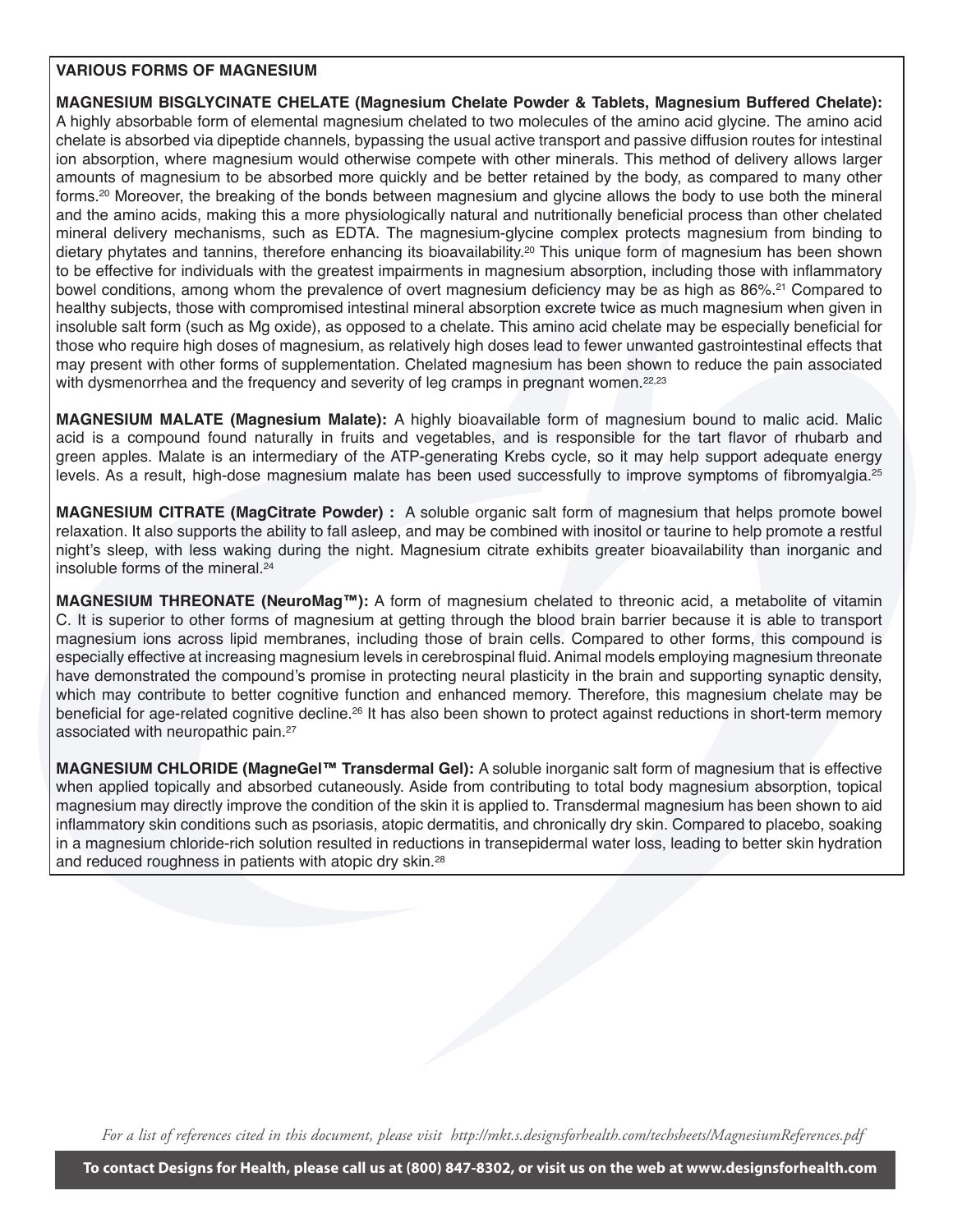## VARIOUS FORMS OF MAGNESIUM

**MAGNESIUM BISGLYCINATE CHELATE (Magnesium Chelate Powder & Tablets, Magnesium Buffered Chelate):** A highly absorbable form of elemental magnesium chelated to two molecules of the amino acid glycine. The amino acid chelate is absorbed via dipeptide channels, bypassing the usual active transport and passive diffusion routes for intestinal ion absorption, where magnesium would otherwise compete with other minerals. This method of delivery allows larger amounts of magnesium to be absorbed more quickly and be better retained by the body, as compared to many other forms.[20] Moreover, the breaking of the bonds between magnesium and glycine allows the body to use both the mineral and the amino acids, making this a more physiologically natural and nutritionally beneficial process than other chelated mineral delivery mechanisms, such as EDTA. The magnesium-glycine complex protects magnesium from binding to dietary phytates and tannins, therefore enhancing its bioavailability.[20] This unique form of magnesium has been shown to be effective for individuals with the greatest impairments in magnesium absorption, including those with inflammatory bowel conditions, among whom the prevalence of overt magnesium deficiency may be as high as 86%.[21] Compared to healthy subjects, those with compromised intestinal mineral absorption excrete twice as much magnesium when given in insoluble salt form (such as Mg oxide), as opposed to a chelate. This amino acid chelate may be especially beneficial for those who require high doses of magnesium, as relatively high doses lead to fewer unwanted gastrointestinal effects that may present with other forms of supplementation. Chelated magnesium has been shown to reduce the pain associated with dysmenorrhea and the frequency and severity of leg cramps in pregnant women.[22,23]

**MAGNESIUM MALATE (Magnesium Malate):** A highly bioavailable form of magnesium bound to malic acid. Malic acid is a compound found naturally in fruits and vegetables, and is responsible for the tart flavor of rhubarb and green apples. Malate is an intermediary of the ATP-generating Krebs cycle, so it may help support adequate energy levels. As a result, high-dose magnesium malate has been used successfully to improve symptoms of fibromyalgia.[25]

**MAGNESIUM CITRATE (MagCitrate Powder) :** A soluble organic salt form of magnesium that helps promote bowel relaxation. It also supports the ability to fall asleep, and may be combined with inositol or taurine to help promote a restful night's sleep, with less waking during the night. Magnesium citrate exhibits greater bioavailability than inorganic and insoluble forms of the mineral.[24]

**MAGNESIUM THREONATE (NeuroMag™):** A form of magnesium chelated to threonic acid, a metabolite of vitamin C. It is superior to other forms of magnesium at getting through the blood brain barrier because it is able to transport magnesium ions across lipid membranes, including those of brain cells. Compared to other forms, this compound is especially effective at increasing magnesium levels in cerebrospinal fluid. Animal models employing magnesium threonate have demonstrated the compound's promise in protecting neural plasticity in the brain and supporting synaptic density, which may contribute to better cognitive function and enhanced memory. Therefore, this magnesium chelate may be beneficial for age-related cognitive decline.[26] It has also been shown to protect against reductions in short-term memory associated with neuropathic pain.[27]

**MAGNESIUM CHLORIDE (MagneGel™ Transdermal Gel):** A soluble inorganic salt form of magnesium that is effective when applied topically and absorbed cutaneously. Aside from contributing to total body magnesium absorption, topical magnesium may directly improve the condition of the skin it is applied to. Transdermal magnesium has been shown to aid inflammatory skin conditions such as psoriasis, atopic dermatitis, and chronically dry skin. Compared to placebo, soaking in a magnesium chloride-rich solution resulted in reductions in transepidermal water loss, leading to better skin hydration and reduced roughness in patients with atopic dry skin.[28]

*For a list of references cited in this document, please visit http://mkt.s.designsforhealth.com/techsheets/MagnesiumReferences.pdf*

**To contact Designs for Health, please call us at (800) 847-8302, or visit us on the web at www.designsforhealth.com**